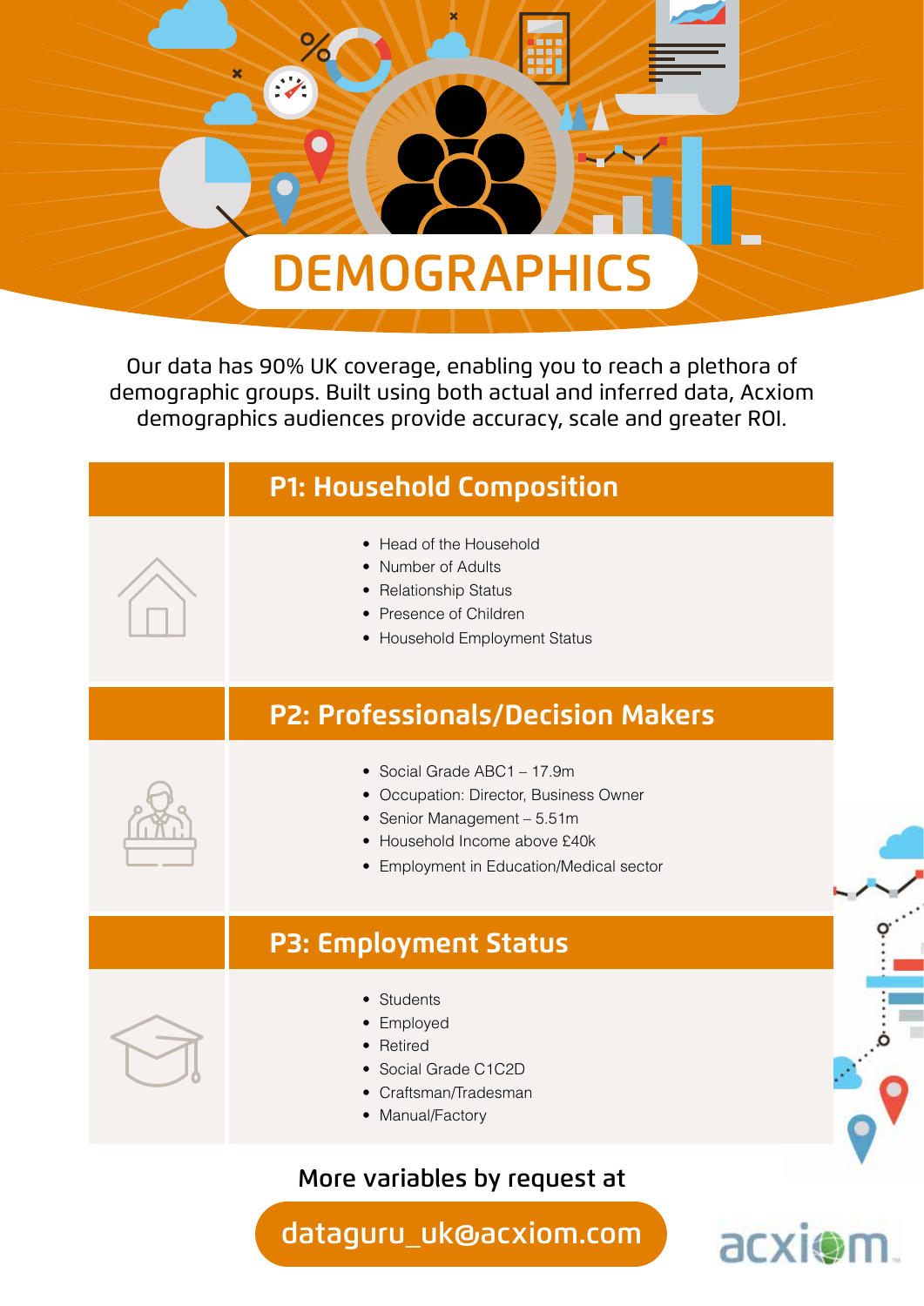# DEMOGRAPHICS

Our data has 90% UK coverage, enabling you to reach a plethora of demographic groups. Built using both actual and inferred data, Acxiom demographics audiences provide accuracy, scale and greater ROI.

## P1: Household Composition

- Head of the Household
- Number of Adults
- Relationship Status
- Presence of Children
- Household Employment Status

## P2: Professionals/Decision Makers

- Social Grade ABC1 – 17.9m
- Occupation: Director, Business Owner
- Senior Management – 5.51m
- Household Income above £40k
- Employment in Education/Medical sector

## P3: Employment Status

- Students
- Employed
- Retired
- Social Grade C1C2D
- Craftsman/Tradesman
- Manual/Factory

More variables by request at

dataguru_uk@acxiom.com

acxiom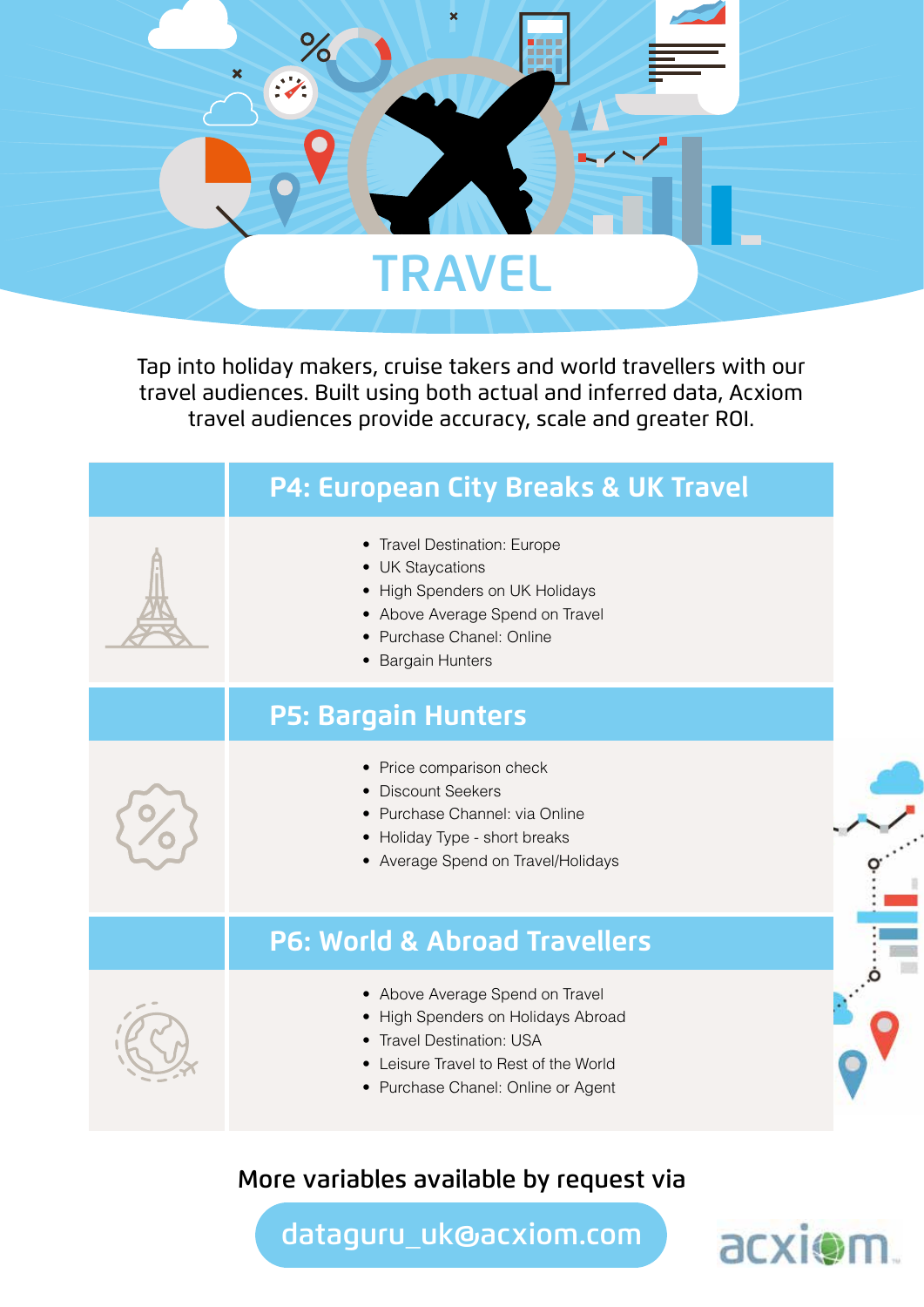# TRAVEL

Tap into holiday makers, cruise takers and world travellers with our travel audiences. Built using both actual and inferred data, Acxiom travel audiences provide accuracy, scale and greater ROI.

## P4: European City Breaks & UK Travel

- Travel Destination: Europe
- UK Staycations
- High Spenders on UK Holidays
- Above Average Spend on Travel
- Purchase Chanel: Online
- Bargain Hunters

## P5: Bargain Hunters

- Price comparison check
- Discount Seekers
- Purchase Channel: via Online
- Holiday Type - short breaks
- Average Spend on Travel/Holidays

## P6: World & Abroad Travellers

- Above Average Spend on Travel
- High Spenders on Holidays Abroad
- Travel Destination: USA
- Leisure Travel to Rest of the World
- Purchase Chanel: Online or Agent

More variables available by request via

dataguru_uk@acxiom.com

acxiom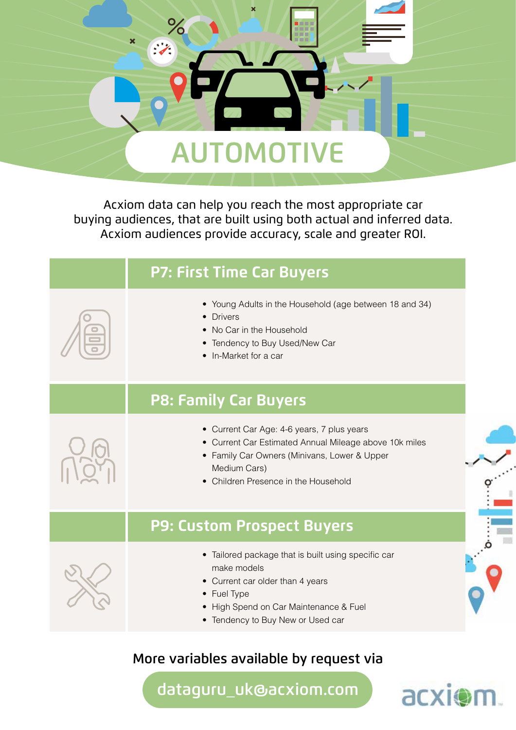# AUTOMOTIVE

Acxiom data can help you reach the most appropriate car buying audiences, that are built using both actual and inferred data. Acxiom audiences provide accuracy, scale and greater ROI.

## P7: First Time Car Buyers

- Young Adults in the Household (age between 18 and 34)
- Drivers
- No Car in the Household
- Tendency to Buy Used/New Car
- In-Market for a car

## P8: Family Car Buyers

- Current Car Age: 4-6 years, 7 plus years
- Current Car Estimated Annual Mileage above 10k miles
- Family Car Owners (Minivans, Lower & Upper Medium Cars)
- Children Presence in the Household

## P9: Custom Prospect Buyers

- Tailored package that is built using specific car make models
- Current car older than 4 years
- Fuel Type
- High Spend on Car Maintenance & Fuel
- Tendency to Buy New or Used car

More variables available by request via

dataguru_uk@acxiom.com

acxiom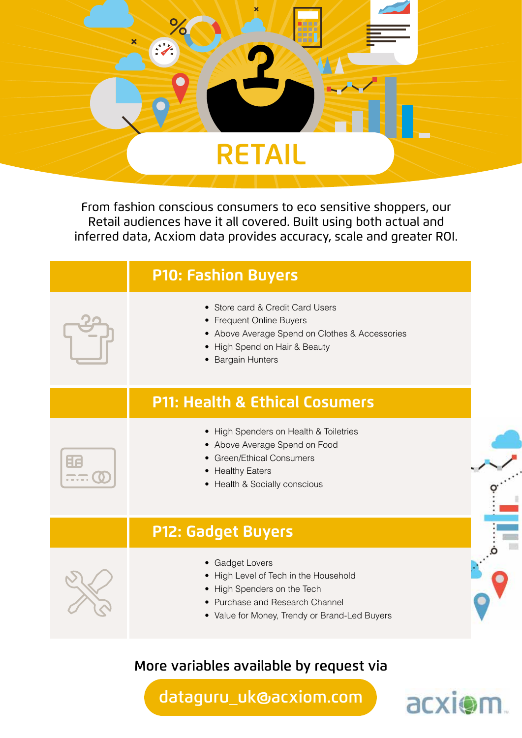# RETAIL

From fashion conscious consumers to eco sensitive shoppers, our Retail audiences have it all covered. Built using both actual and inferred data, Acxiom data provides accuracy, scale and greater ROI.

## P10: Fashion Buyers

- Store card & Credit Card Users
- Frequent Online Buyers
- Above Average Spend on Clothes & Accessories
- High Spend on Hair & Beauty
- Bargain Hunters

## P11: Health & Ethical Cosumers

- High Spenders on Health & Toiletries
- Above Average Spend on Food
- Green/Ethical Consumers
- Healthy Eaters
- Health & Socially conscious

## P12: Gadget Buyers

- Gadget Lovers
- High Level of Tech in the Household
- High Spenders on the Tech
- Purchase and Research Channel
- Value for Money, Trendy or Brand-Led Buyers

More variables available by request via

dataguru_uk@acxiom.com

acxiom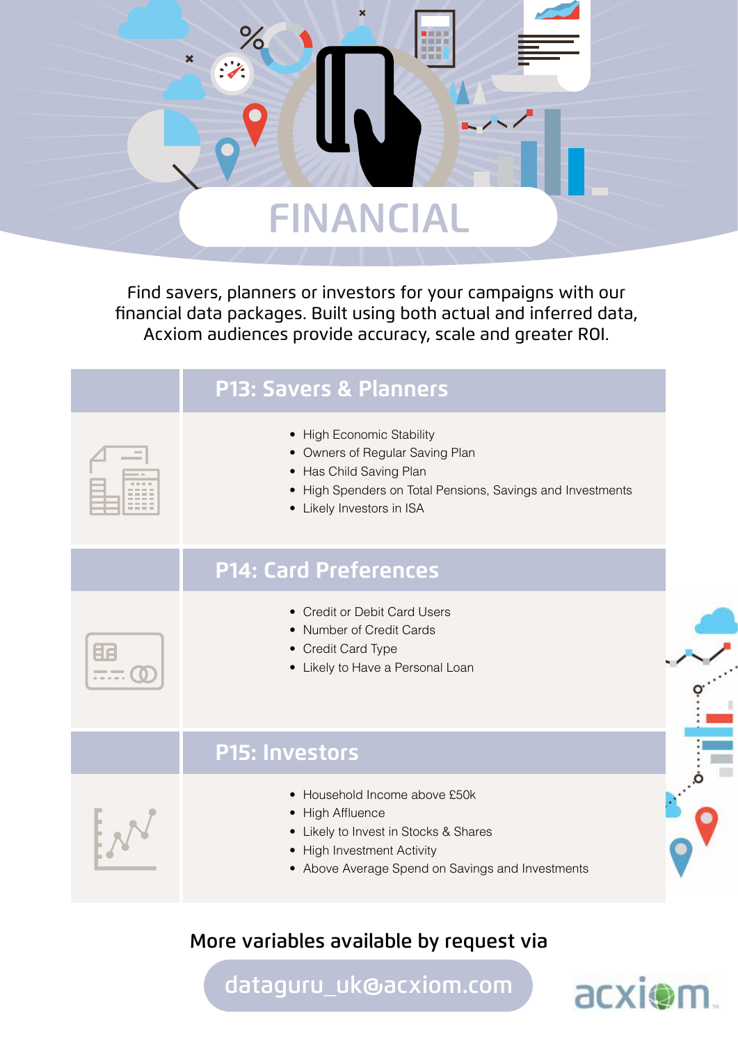# FINANCIAL

Find savers, planners or investors for your campaigns with our financial data packages. Built using both actual and inferred data, Acxiom audiences provide accuracy, scale and greater ROI.

## P13: Savers & Planners

- High Economic Stability
- Owners of Regular Saving Plan
- Has Child Saving Plan
- High Spenders on Total Pensions, Savings and Investments
- Likely Investors in ISA

## P14: Card Preferences

- Credit or Debit Card Users
- Number of Credit Cards
- Credit Card Type
- Likely to Have a Personal Loan

## P15: Investors

- Household Income above £50k
- High Affluence
- Likely to Invest in Stocks & Shares
- High Investment Activity
- Above Average Spend on Savings and Investments

More variables available by request via

dataguru_uk@acxiom.com

acxiom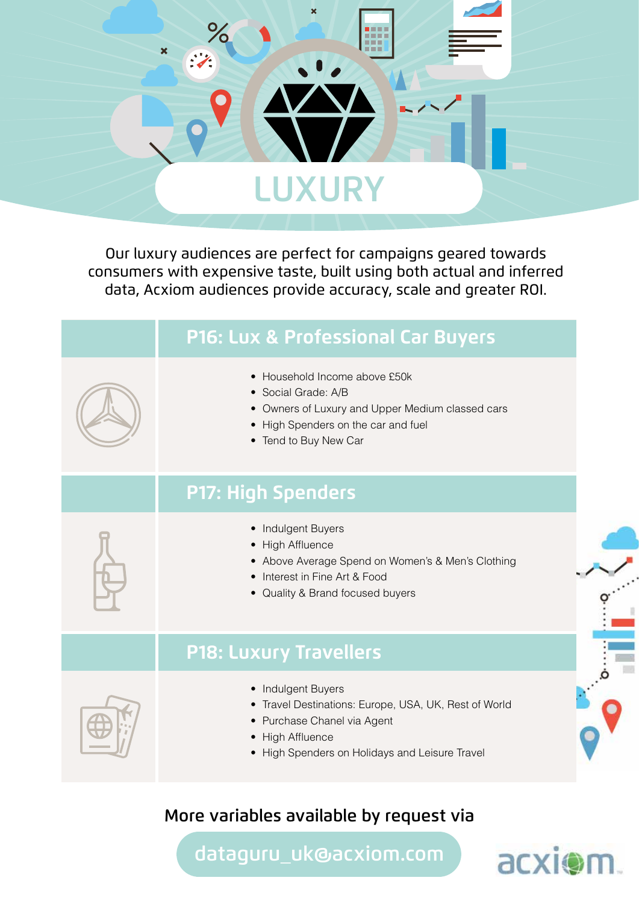# LUXURY

Our luxury audiences are perfect for campaigns geared towards consumers with expensive taste, built using both actual and inferred data, Acxiom audiences provide accuracy, scale and greater ROI.

## P16: Lux & Professional Car Buyers

- Household Income above £50k
- Social Grade: A/B
- Owners of Luxury and Upper Medium classed cars
- High Spenders on the car and fuel
- Tend to Buy New Car

## P17: High Spenders

- Indulgent Buyers
- High Affluence
- Above Average Spend on Women's & Men's Clothing
- Interest in Fine Art & Food
- Quality & Brand focused buyers

## P18: Luxury Travellers

- Indulgent Buyers
- Travel Destinations: Europe, USA, UK, Rest of World
- Purchase Chanel via Agent
- High Affluence
- High Spenders on Holidays and Leisure Travel

More variables available by request via

dataguru_uk@acxiom.com

acxiom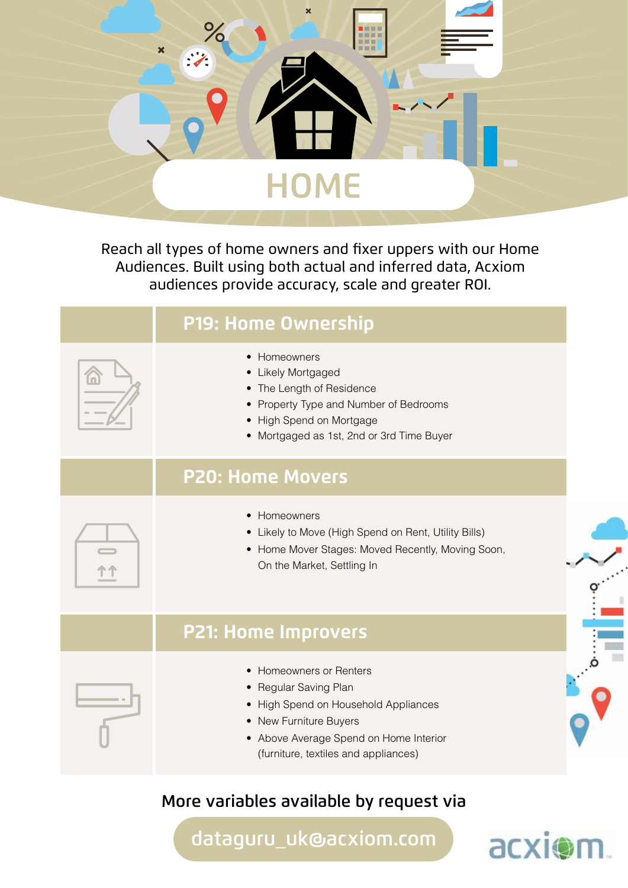# HOME

Reach all types of home owners and fixer uppers with our Home Audiences. Built using both actual and inferred data, Acxiom audiences provide accuracy, scale and greater ROI.

## P19: Home Ownership

- Homeowners
- Likely Mortgaged
- The Length of Residence
- Property Type and Number of Bedrooms
- High Spend on Mortgage
- Mortgaged as 1st, 2nd or 3rd Time Buyer

## P20: Home Movers

- Homeowners
- Likely to Move (High Spend on Rent, Utility Bills)
- Home Mover Stages: Moved Recently, Moving Soon, On the Market, Settling In

## P21: Home Improvers

- Homeowners or Renters
- Regular Saving Plan
- High Spend on Household Appliances
- New Furniture Buyers
- Above Average Spend on Home Interior (furniture, textiles and appliances)

More variables available by request via

dataguru_uk@acxiom.com

acxiom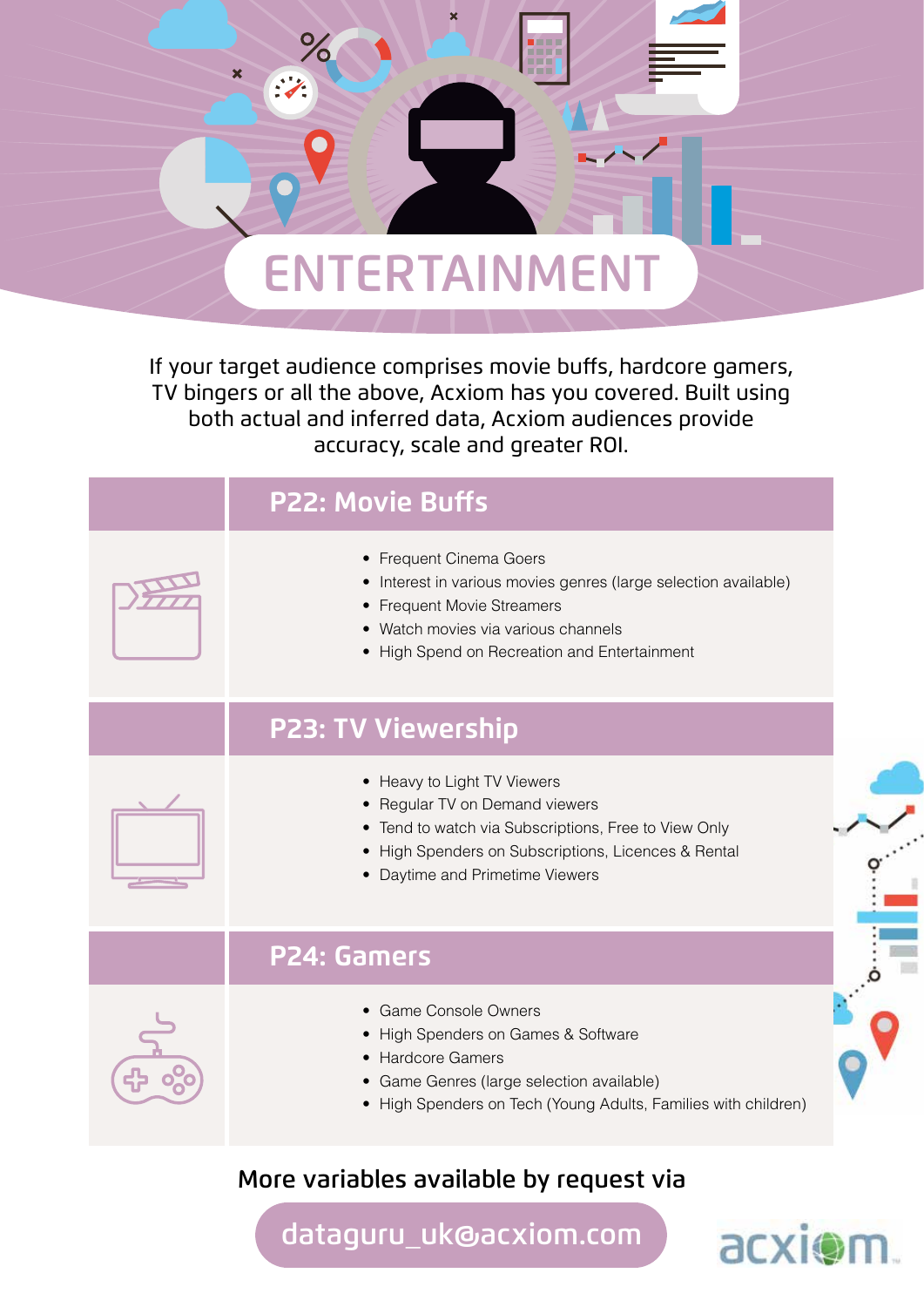# ENTERTAINMENT

If your target audience comprises movie buffs, hardcore gamers, TV bingers or all the above, Acxiom has you covered. Built using both actual and inferred data, Acxiom audiences provide accuracy, scale and greater ROI.

## P22: Movie Buffs

- Frequent Cinema Goers
- Interest in various movies genres (large selection available)
- Frequent Movie Streamers
- Watch movies via various channels
- High Spend on Recreation and Entertainment

## P23: TV Viewership

- Heavy to Light TV Viewers
- Regular TV on Demand viewers
- Tend to watch via Subscriptions, Free to View Only
- High Spenders on Subscriptions, Licences & Rental
- Daytime and Primetime Viewers

## P24: Gamers

- Game Console Owners
- High Spenders on Games & Software
- Hardcore Gamers
- Game Genres (large selection available)
- High Spenders on Tech (Young Adults, Families with children)

More variables available by request via

dataguru_uk@acxiom.com

acxiom